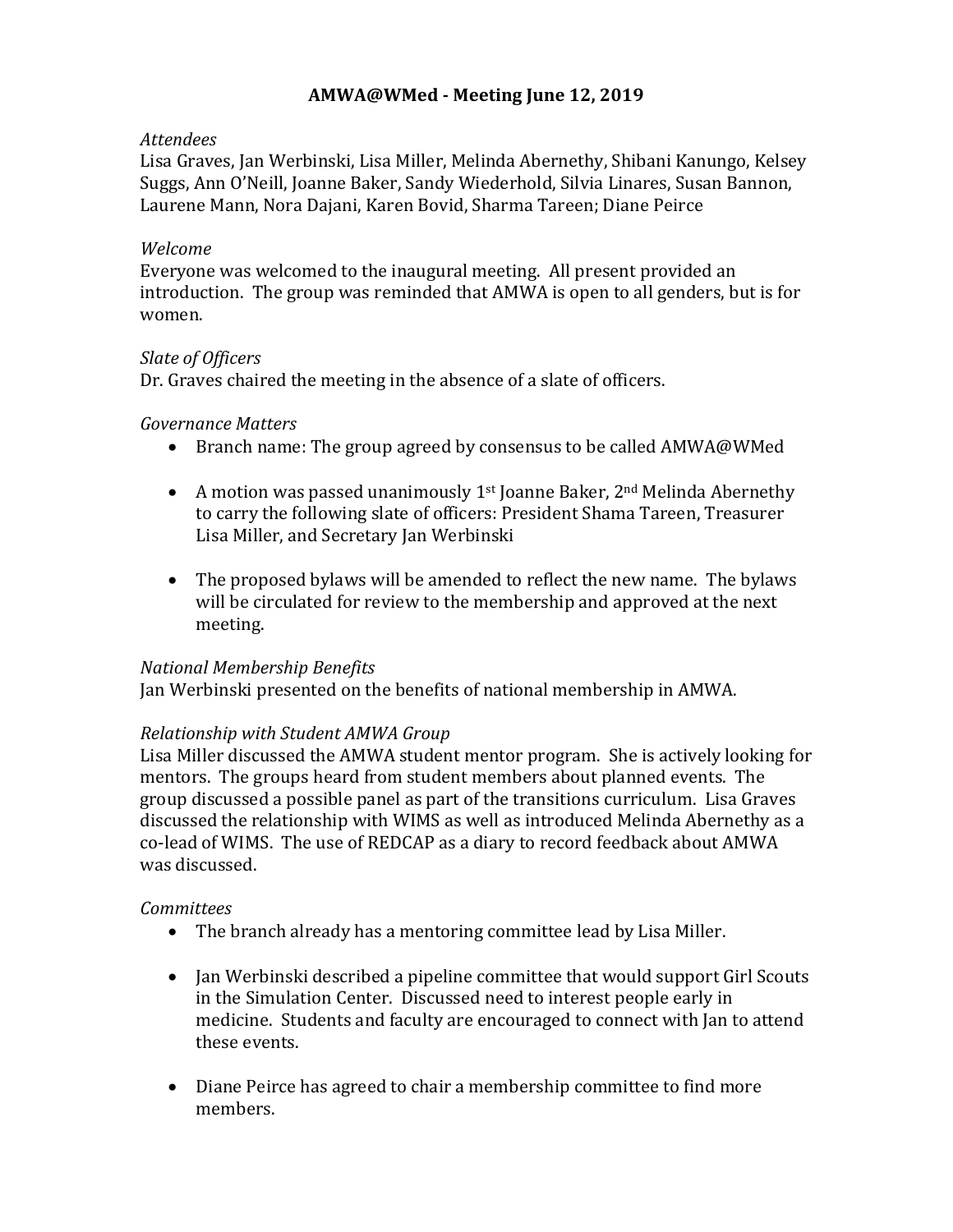# AMWA@WMed - Meeting June 12, 2019

*Attendees*

Lisa Graves, Jan Werbinski, Lisa Miller, Melinda Abernethy, Shibani Kanungo, Kelsey Suggs, Ann O'Neill, Joanne Baker, Sandy Wiederhold, Silvia Linares, Susan Bannon, Laurene Mann, Nora Dajani, Karen Bovid, Sharma Tareen; Diane Peirce

*Welcome*

Everyone was welcomed to the inaugural meeting. All present provided an introduction. The group was reminded that AMWA is open to all genders, but is for women.

*Slate of Officers*

Dr. Graves chaired the meeting in the absence of a slate of officers.

*Governance Matters*

- Branch name: The group agreed by consensus to be called AMWA@WMed
- A motion was passed unanimously 1st Joanne Baker, 2nd Melinda Abernethy to carry the following slate of officers: President Shama Tareen, Treasurer Lisa Miller, and Secretary Jan Werbinski
- The proposed bylaws will be amended to reflect the new name. The bylaws will be circulated for review to the membership and approved at the next meeting.

*National Membership Benefits*

Jan Werbinski presented on the benefits of national membership in AMWA.

*Relationship with Student AMWA Group*

Lisa Miller discussed the AMWA student mentor program. She is actively looking for mentors. The groups heard from student members about planned events. The group discussed a possible panel as part of the transitions curriculum. Lisa Graves discussed the relationship with WIMS as well as introduced Melinda Abernethy as a co-lead of WIMS. The use of REDCAP as a diary to record feedback about AMWA was discussed.

*Committees*

- The branch already has a mentoring committee lead by Lisa Miller.
- Jan Werbinski described a pipeline committee that would support Girl Scouts in the Simulation Center. Discussed need to interest people early in medicine. Students and faculty are encouraged to connect with Jan to attend these events.
- Diane Peirce has agreed to chair a membership committee to find more members.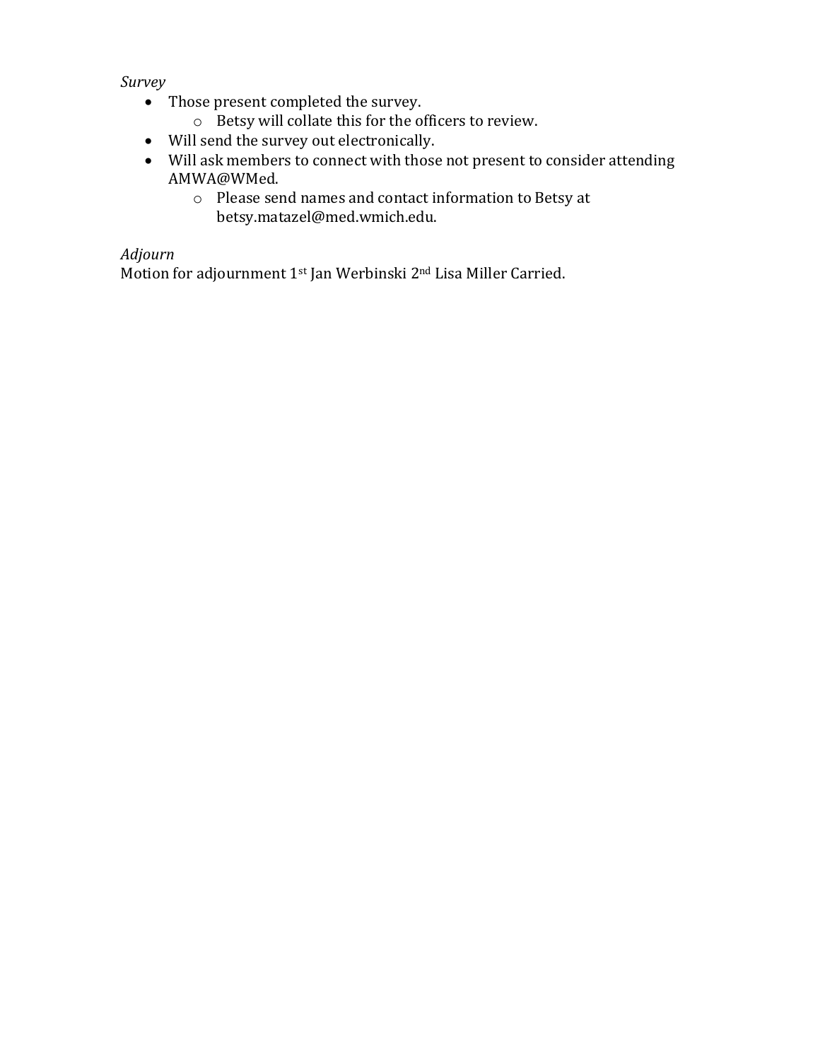*Survey*

- Those present completed the survey.
    - Betsy will collate this for the officers to review.
- Will send the survey out electronically.
- Will ask members to connect with those not present to consider attending AMWA@WMed.
    - Please send names and contact information to Betsy at betsy.matazel@med.wmich.edu.

*Adjourn*

Motion for adjournment 1st Jan Werbinski 2nd Lisa Miller Carried.